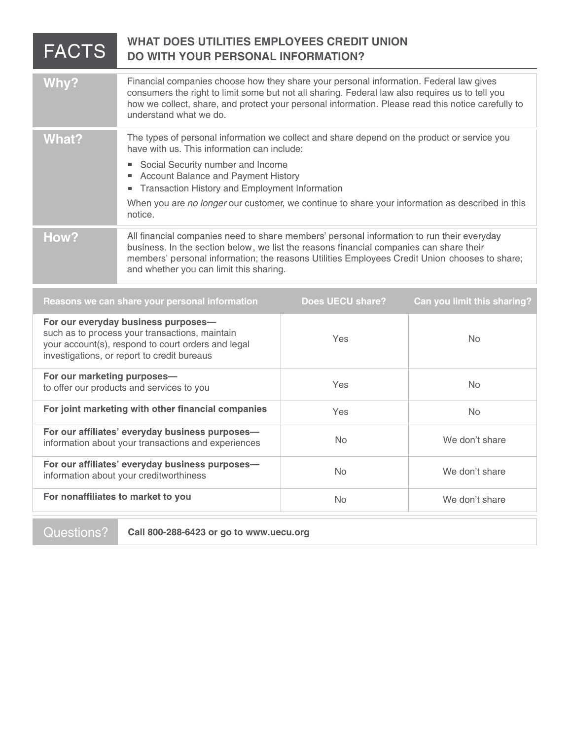# FACTS — WHAT DOES UTILITIES EMPLOYEES CREDIT UNION DO WITH YOUR PERSONAL INFORMATION?

| | |
|---|---|
| **Why?** | Financial companies choose how they share your personal information. Federal law gives consumers the right to limit some but not all sharing. Federal law also requires us to tell you how we collect, share, and protect your personal information. Please read this notice carefully to understand what we do. |
| **What?** | The types of personal information we collect and share depend on the product or service you have with us. This information can include:<br>▪ Social Security number and Income<br>▪ Account Balance and Payment History<br>▪ Transaction History and Employment Information<br>When you are *no longer* our customer, we continue to share your information as described in this notice. |
| **How?** | All financial companies need to share members' personal information to run their everyday business. In the section below, we list the reasons financial companies can share their members' personal information; the reasons Utilities Employees Credit Union chooses to share; and whether you can limit this sharing. |

| Reasons we can share your personal information | Does UECU share? | Can you limit this sharing? |
|---|---|---|
| **For our everyday business purposes—** such as to process your transactions, maintain your account(s), respond to court orders and legal investigations, or report to credit bureaus | Yes | No |
| **For our marketing purposes—** to offer our products and services to you | Yes | No |
| **For joint marketing with other financial companies** | Yes | No |
| **For our affiliates' everyday business purposes—** information about your transactions and experiences | No | We don't share |
| **For our affiliates' everyday business purposes—** information about your creditworthiness | No | We don't share |
| **For nonaffiliates to market to you** | No | We don't share |

| | |
|---|---|
| Questions? | **Call 800-288-6423 or go to www.uecu.org** |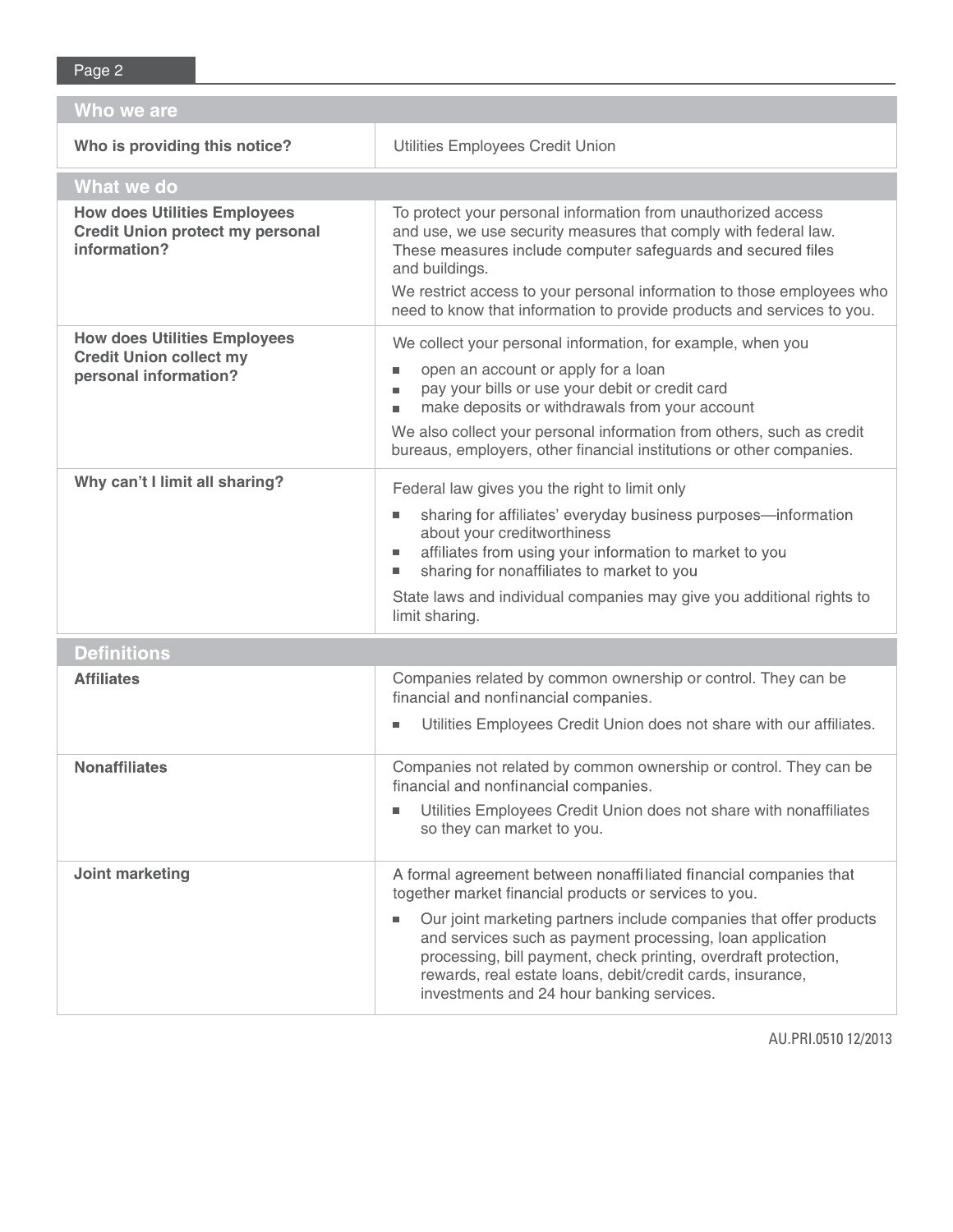| Who we are | |
|---|---|
| **Who is providing this notice?** | Utilities Employees Credit Union |

| What we do | |
|---|---|
| **How does Utilities Employees Credit Union protect my personal information?** | To protect your personal information from unauthorized access and use, we use security measures that comply with federal law. These measures include computer safeguards and secured files and buildings.<br><br>We restrict access to your personal information to those employees who need to know that information to provide products and services to you. |
| **How does Utilities Employees Credit Union collect my personal information?** | We collect your personal information, for example, when you<br>▪ open an account or apply for a loan<br>▪ pay your bills or use your debit or credit card<br>▪ make deposits or withdrawals from your account<br><br>We also collect your personal information from others, such as credit bureaus, employers, other financial institutions or other companies. |
| **Why can't I limit all sharing?** | Federal law gives you the right to limit only<br>▪ sharing for affiliates' everyday business purposes—information about your creditworthiness<br>▪ affiliates from using your information to market to you<br>▪ sharing for nonaffiliates to market to you<br><br>State laws and individual companies may give you additional rights to limit sharing. |

| Definitions | |
|---|---|
| **Affiliates** | Companies related by common ownership or control. They can be financial and nonfinancial companies.<br>▪ Utilities Employees Credit Union does not share with our affiliates. |
| **Nonaffiliates** | Companies not related by common ownership or control. They can be financial and nonfinancial companies.<br>▪ Utilities Employees Credit Union does not share with nonaffiliates so they can market to you. |
| **Joint marketing** | A formal agreement between nonaffiliated financial companies that together market financial products or services to you.<br>▪ Our joint marketing partners include companies that offer products and services such as payment processing, loan application processing, bill payment, check printing, overdraft protection, rewards, real estate loans, debit/credit cards, insurance, investments and 24 hour banking services. |

AU.PRI.0510 12/2013